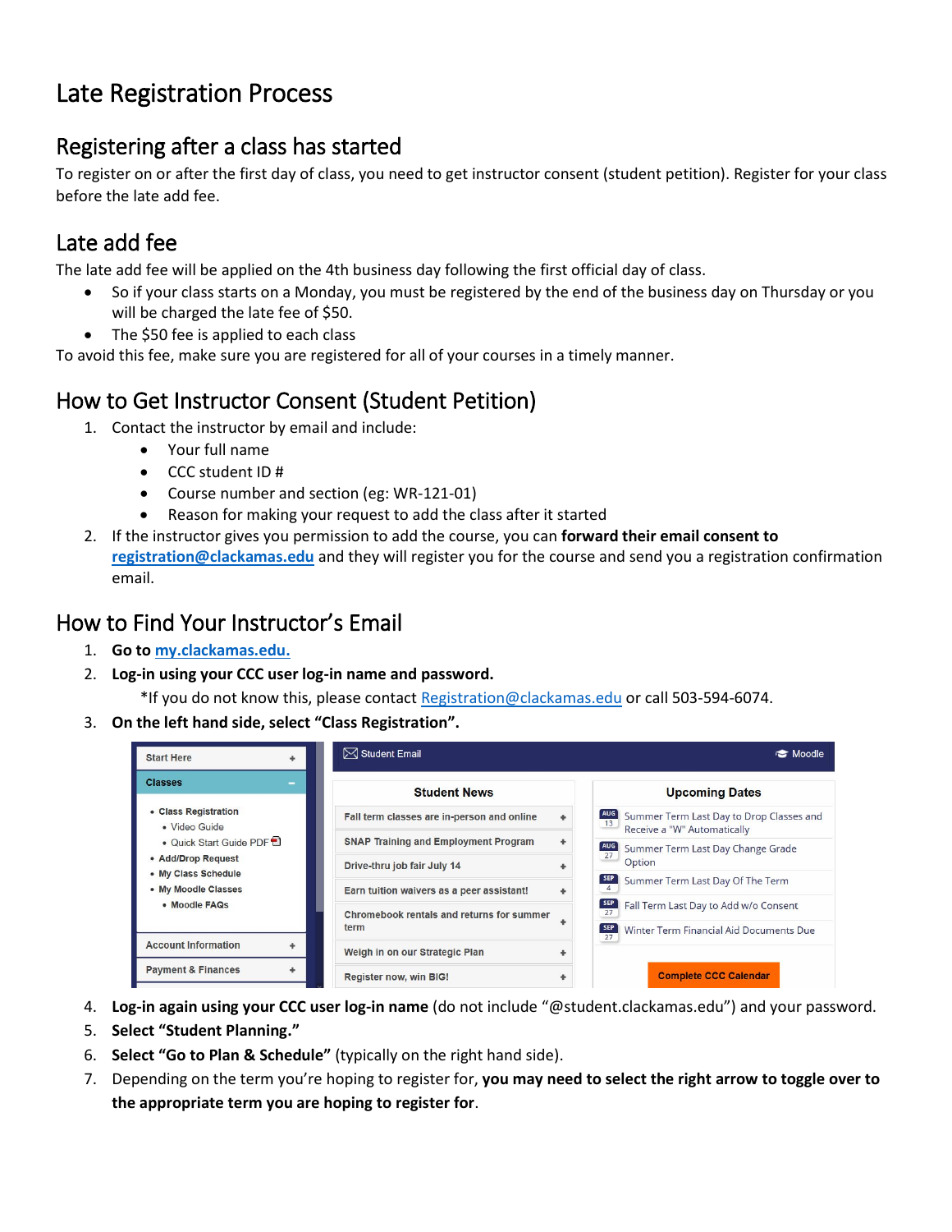# Late Registration Process

## Registering after a class has started

To register on or after the first day of class, you need to get instructor consent (student petition). Register for your class before the late add fee.

## Late add fee

The late add fee will be applied on the 4th business day following the first official day of class.

- So if your class starts on a Monday, you must be registered by the end of the business day on Thursday or you will be charged the late fee of $50.
- The $50 fee is applied to each class

To avoid this fee, make sure you are registered for all of your courses in a timely manner.

## How to Get Instructor Consent (Student Petition)

1. Contact the instructor by email and include:
   - Your full name
   - CCC student ID #
   - Course number and section (eg: WR-121-01)
   - Reason for making your request to add the class after it started
2. If the instructor gives you permission to add the course, you can **forward their email consent to [registration@clackamas.edu](mailto:registration@clackamas.edu)** and they will register you for the course and send you a registration confirmation email.

## How to Find Your Instructor's Email

1. **Go to [my.clackamas.edu.](https://my.clackamas.edu)**
2. **Log-in using your CCC user log-in name and password.**

   *If you do not know this, please contact [Registration@clackamas.edu](mailto:Registration@clackamas.edu) or call 503-594-6074.
3. **On the left hand side, select "Class Registration".**
4. **Log-in again using your CCC user log-in name** (do not include "@student.clackamas.edu") and your password.
5. **Select "Student Planning."**
6. **Select "Go to Plan & Schedule"** (typically on the right hand side).
7. Depending on the term you're hoping to register for, **you may need to select the right arrow to toggle over to the appropriate term you are hoping to register for**.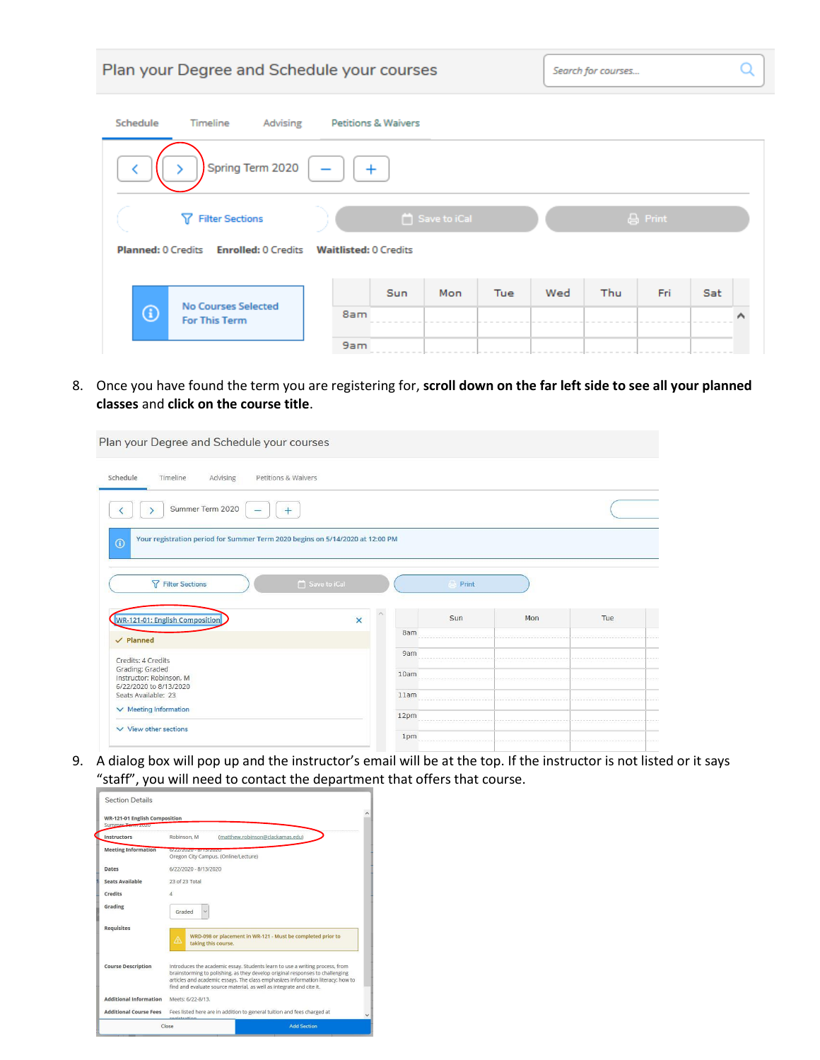Plan your Degree and Schedule your courses

Search for courses...

Schedule Timeline Advising Petitions & Waivers

Spring Term 2020

Filter Sections Save to iCal Print

**Planned:** 0 Credits **Enrolled:** 0 Credits **Waitlisted:** 0 Credits

No Courses Selected For This Term

Sun Mon Tue Wed Thu Fri Sat

8am

9am

8. Once you have found the term you are registering for, **scroll down on the far left side to see all your planned classes** and **click on the course title**.

Plan your Degree and Schedule your courses

Schedule Timeline Advising Petitions & Waivers

Summer Term 2020

Your registration period for Summer Term 2020 begins on 5/14/2020 at 12:00 PM

Filter Sections Save to iCal Print

WR-121-01: English Composition

Planned

Credits: 4 Credits
Grading: Graded
Instructor: Robinson, M
6/22/2020 to 8/13/2020
Seats Available: 23

Meeting Information

View other sections

Sun Mon Tue

8am 9am 10am 11am 12pm 1pm

9. A dialog box will pop up and the instructor's email will be at the top. If the instructor is not listed or it says "staff", you will need to contact the department that offers that course.

Section Details

WR-121-01 English Composition
Summer Term 2020

| | |
|---|---|
| Instructors | Robinson, M (matthew.robinson@clackamas.edu) |
| Meeting Information | 6/22/2020 - 8/13/2020 Oregon City Campus, (Online/Lecture) |
| Dates | 6/22/2020 - 8/13/2020 |
| Seats Available | 23 of 23 Total |
| Credits | 4 |
| Grading | Graded |
| Requisites | WRD-098 or placement in WR-121 - Must be completed prior to taking this course. |
| Course Description | Introduces the academic essay. Students learn to use a writing process, from brainstorming to polishing, as they develop original responses to challenging articles and academic essays. The class emphasizes information literacy: how to find and evaluate source material, as well as integrate and cite it. |
| Additional Information | Meets: 6/22-8/13. |
| Additional Course Fees | Fees listed here are in addition to general tuition and fees charged at registration |

Close Add Section